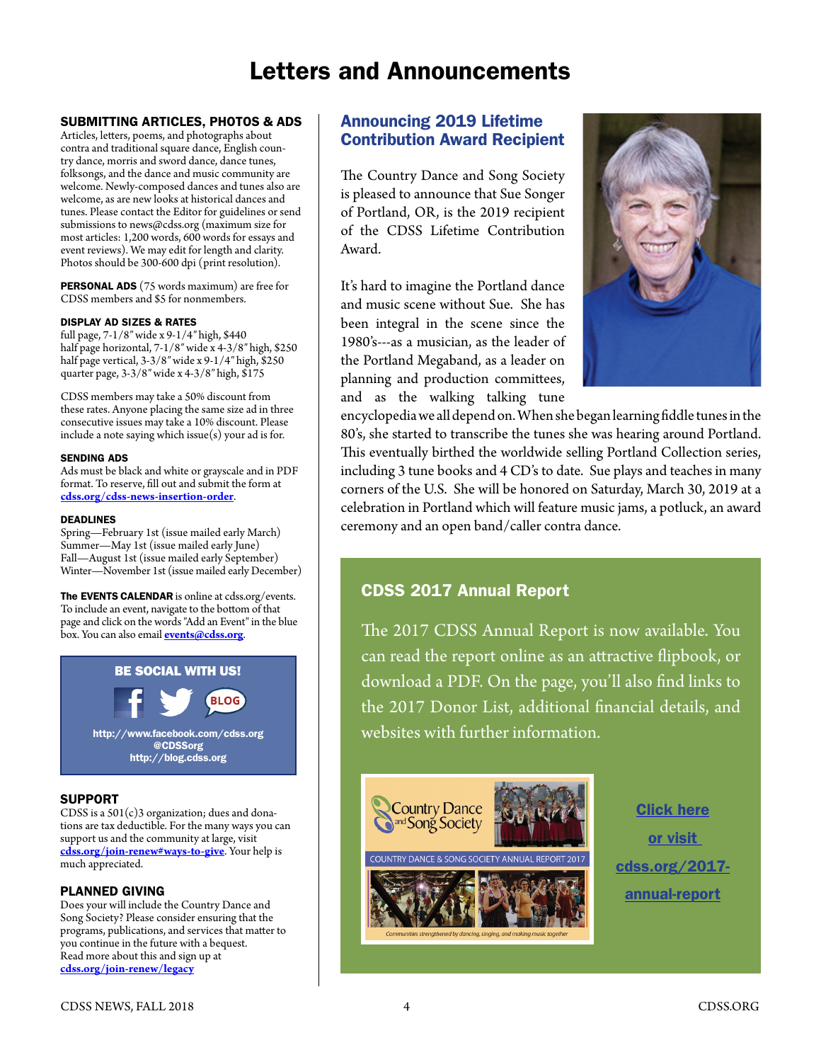# Letters and Announcements

## SUBMITTING ARTICLES, PHOTOS & ADS

Articles, letters, poems, and photographs about contra and traditional square dance, English country dance, morris and sword dance, dance tunes, folksongs, and the dance and music community are welcome. Newly-composed dances and tunes also are welcome, as are new looks at historical dances and tunes. Please contact the Editor for guidelines or send submissions to news@cdss.org (maximum size for most articles: 1,200 words, 600 words for essays and event reviews). We may edit for length and clarity. Photos should be 300-600 dpi (print resolution).

**PERSONAL ADS** (75 words maximum) are free for CDSS members and $5 for nonmembers.

### DISPLAY AD SIZES & RATES

full page, 7-1/8″ wide x 9-1/4″ high, $440
half page horizontal, 7-1/8″ wide x 4-3/8″ high, $250
half page vertical, 3-3/8″ wide x 9-1/4″ high, $250
quarter page, 3-3/8″ wide x 4-3/8″ high, $175

CDSS members may take a 50% discount from these rates. Anyone placing the same size ad in three consecutive issues may take a 10% discount. Please include a note saying which issue(s) your ad is for.

### SENDING ADS

Ads must be black and white or grayscale and in PDF format. To reserve, fill out and submit the form at **cdss.org/cdss-news-insertion-order**.

### DEADLINES

Spring—February 1st (issue mailed early March)
Summer—May 1st (issue mailed early June)
Fall—August 1st (issue mailed early September)
Winter—November 1st (issue mailed early December)

**The EVENTS CALENDAR** is online at cdss.org/events. To include an event, navigate to the bottom of that page and click on the words "Add an Event" in the blue box. You can also email **events@cdss.org**.

### BE SOCIAL WITH US!

http://www.facebook.com/cdss.org
@CDSSorg
http://blog.cdss.org

## SUPPORT

CDSS is a 501(c)3 organization; dues and donations are tax deductible. For the many ways you can support us and the community at large, visit **cdss.org/join-renew#ways-to-give**. Your help is much appreciated.

## PLANNED GIVING

Does your will include the Country Dance and Song Society? Please consider ensuring that the programs, publications, and services that matter to you continue in the future with a bequest. Read more about this and sign up at **cdss.org/join-renew/legacy**

## Announcing 2019 Lifetime Contribution Award Recipient

The Country Dance and Song Society is pleased to announce that Sue Songer of Portland, OR, is the 2019 recipient of the CDSS Lifetime Contribution Award.

It's hard to imagine the Portland dance and music scene without Sue. She has been integral in the scene since the 1980's---as a musician, as the leader of the Portland Megaband, as a leader on planning and production committees, and as the walking talking tune encyclopedia we all depend on. When she began learning fiddle tunes in the 80's, she started to transcribe the tunes she was hearing around Portland. This eventually birthed the worldwide selling Portland Collection series, including 3 tune books and 4 CD's to date. Sue plays and teaches in many corners of the U.S. She will be honored on Saturday, March 30, 2019 at a celebration in Portland which will feature music jams, a potluck, an award ceremony and an open band/caller contra dance.

## CDSS 2017 Annual Report

The 2017 CDSS Annual Report is now available. You can read the report online as an attractive flipbook, or download a PDF. On the page, you'll also find links to the 2017 Donor List, additional financial details, and websites with further information.

**Click here or visit cdss.org/2017-annual-report**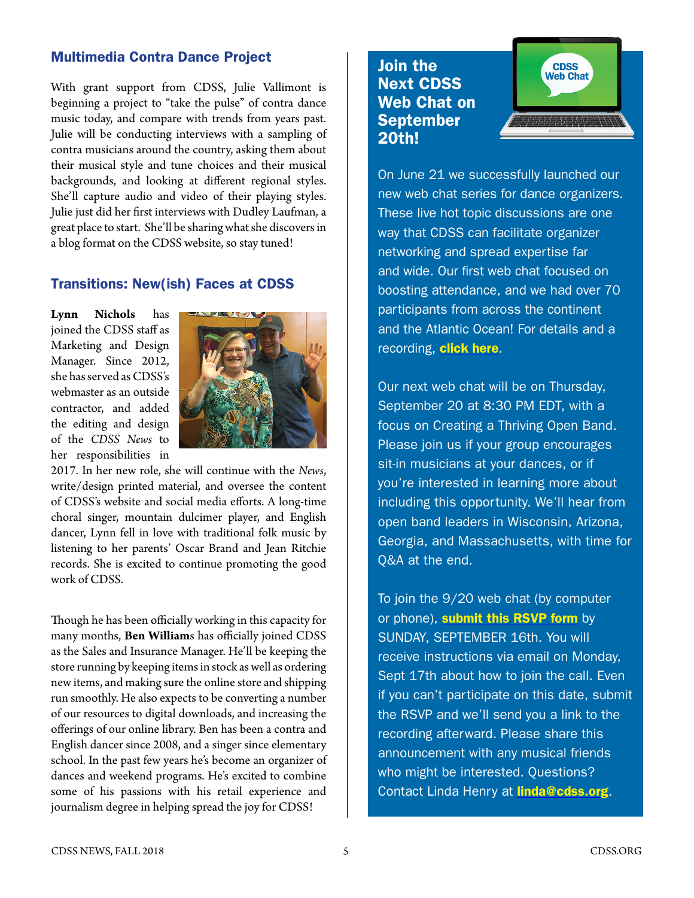## Multimedia Contra Dance Project

With grant support from CDSS, Julie Vallimont is beginning a project to "take the pulse" of contra dance music today, and compare with trends from years past. Julie will be conducting interviews with a sampling of contra musicians around the country, asking them about their musical style and tune choices and their musical backgrounds, and looking at different regional styles. She'll capture audio and video of their playing styles. Julie just did her first interviews with Dudley Laufman, a great place to start. She'll be sharing what she discovers in a blog format on the CDSS website, so stay tuned!

## Transitions: New(ish) Faces at CDSS

**Lynn Nichols** has joined the CDSS staff as Marketing and Design Manager. Since 2012, she has served as CDSS's webmaster as an outside contractor, and added the editing and design of the *CDSS News* to her responsibilities in 2017. In her new role, she will continue with the *News*, write/design printed material, and oversee the content of CDSS's website and social media efforts. A long-time choral singer, mountain dulcimer player, and English dancer, Lynn fell in love with traditional folk music by listening to her parents' Oscar Brand and Jean Ritchie records. She is excited to continue promoting the good work of CDSS.

Though he has been officially working in this capacity for many months, **Ben Williams** has officially joined CDSS as the Sales and Insurance Manager. He'll be keeping the store running by keeping items in stock as well as ordering new items, and making sure the online store and shipping run smoothly. He also expects to be converting a number of our resources to digital downloads, and increasing the offerings of our online library. Ben has been a contra and English dancer since 2008, and a singer since elementary school. In the past few years he's become an organizer of dances and weekend programs. He's excited to combine some of his passions with his retail experience and journalism degree in helping spread the joy for CDSS!

## Join the Next CDSS Web Chat on September 20th!

CDSS Web Chat

On June 21 we successfully launched our new web chat series for dance organizers. These live hot topic discussions are one way that CDSS can facilitate organizer networking and spread expertise far and wide. Our first web chat focused on boosting attendance, and we had over 70 participants from across the continent and the Atlantic Ocean! For details and a recording, **click here**.

Our next web chat will be on Thursday, September 20 at 8:30 PM EDT, with a focus on Creating a Thriving Open Band. Please join us if your group encourages sit-in musicians at your dances, or if you're interested in learning more about including this opportunity. We'll hear from open band leaders in Wisconsin, Arizona, Georgia, and Massachusetts, with time for Q&A at the end.

To join the 9/20 web chat (by computer or phone), **submit this RSVP form** by SUNDAY, SEPTEMBER 16th. You will receive instructions via email on Monday, Sept 17th about how to join the call. Even if you can't participate on this date, submit the RSVP and we'll send you a link to the recording afterward. Please share this announcement with any musical friends who might be interested. Questions? Contact Linda Henry at **linda@cdss.org**.